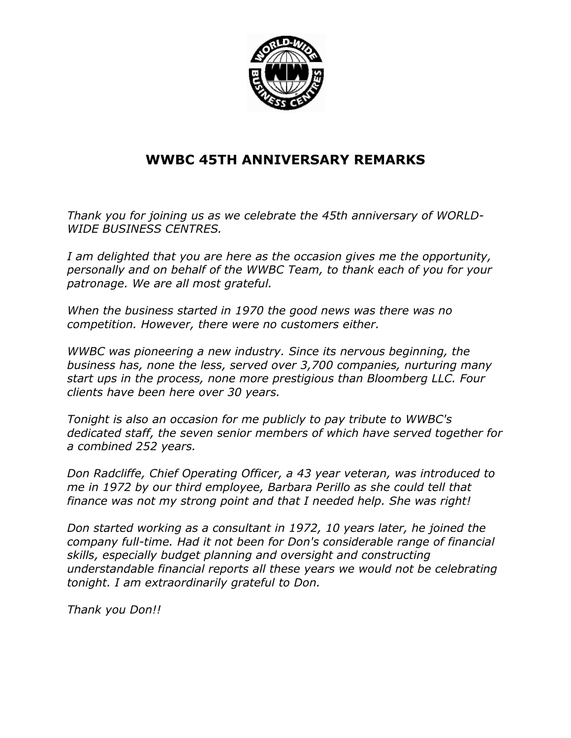# WWBC 45TH ANNIVERSARY REMARKS

*Thank you for joining us as we celebrate the 45th anniversary of WORLD-WIDE BUSINESS CENTRES.*

*I am delighted that you are here as the occasion gives me the opportunity, personally and on behalf of the WWBC Team, to thank each of you for your patronage. We are all most grateful.*

*When the business started in 1970 the good news was there was no competition. However, there were no customers either.*

*WWBC was pioneering a new industry. Since its nervous beginning, the business has, none the less, served over 3,700 companies, nurturing many start ups in the process, none more prestigious than Bloomberg LLC. Four clients have been here over 30 years.*

*Tonight is also an occasion for me publicly to pay tribute to WWBC's dedicated staff, the seven senior members of which have served together for a combined 252 years.*

*Don Radcliffe, Chief Operating Officer, a 43 year veteran, was introduced to me in 1972 by our third employee, Barbara Perillo as she could tell that finance was not my strong point and that I needed help. She was right!*

*Don started working as a consultant in 1972, 10 years later, he joined the company full-time. Had it not been for Don's considerable range of financial skills, especially budget planning and oversight and constructing understandable financial reports all these years we would not be celebrating tonight. I am extraordinarily grateful to Don.*

*Thank you Don!!*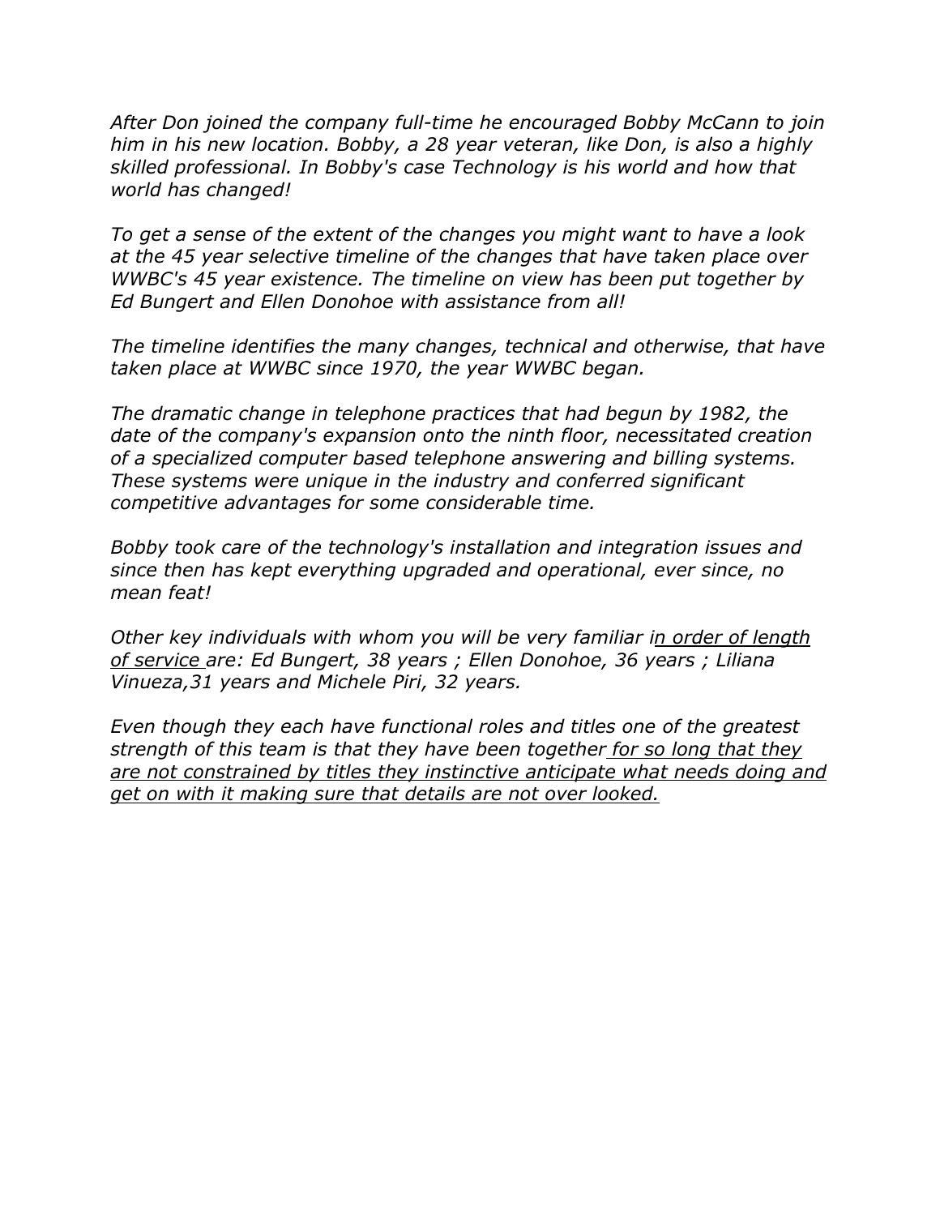*After Don joined the company full-time he encouraged Bobby McCann to join him in his new location. Bobby, a 28 year veteran, like Don, is also a highly skilled professional. In Bobby's case Technology is his world and how that world has changed!*

*To get a sense of the extent of the changes you might want to have a look at the 45 year selective timeline of the changes that have taken place over WWBC's 45 year existence. The timeline on view has been put together by Ed Bungert and Ellen Donohoe with assistance from all!*

*The timeline identifies the many changes, technical and otherwise, that have taken place at WWBC since 1970, the year WWBC began.*

*The dramatic change in telephone practices that had begun by 1982, the date of the company's expansion onto the ninth floor, necessitated creation of a specialized computer based telephone answering and billing systems. These systems were unique in the industry and conferred significant competitive advantages for some considerable time.*

*Bobby took care of the technology's installation and integration issues and since then has kept everything upgraded and operational, ever since, no mean feat!*

*Other key individuals with whom you will be very familiar in order of length of service are: Ed Bungert, 38 years ; Ellen Donohoe, 36 years ; Liliana Vinueza,31 years and Michele Piri, 32 years.*

*Even though they each have functional roles and titles one of the greatest strength of this team is that they have been together for so long that they are not constrained by titles they instinctive anticipate what needs doing and get on with it making sure that details are not over looked.*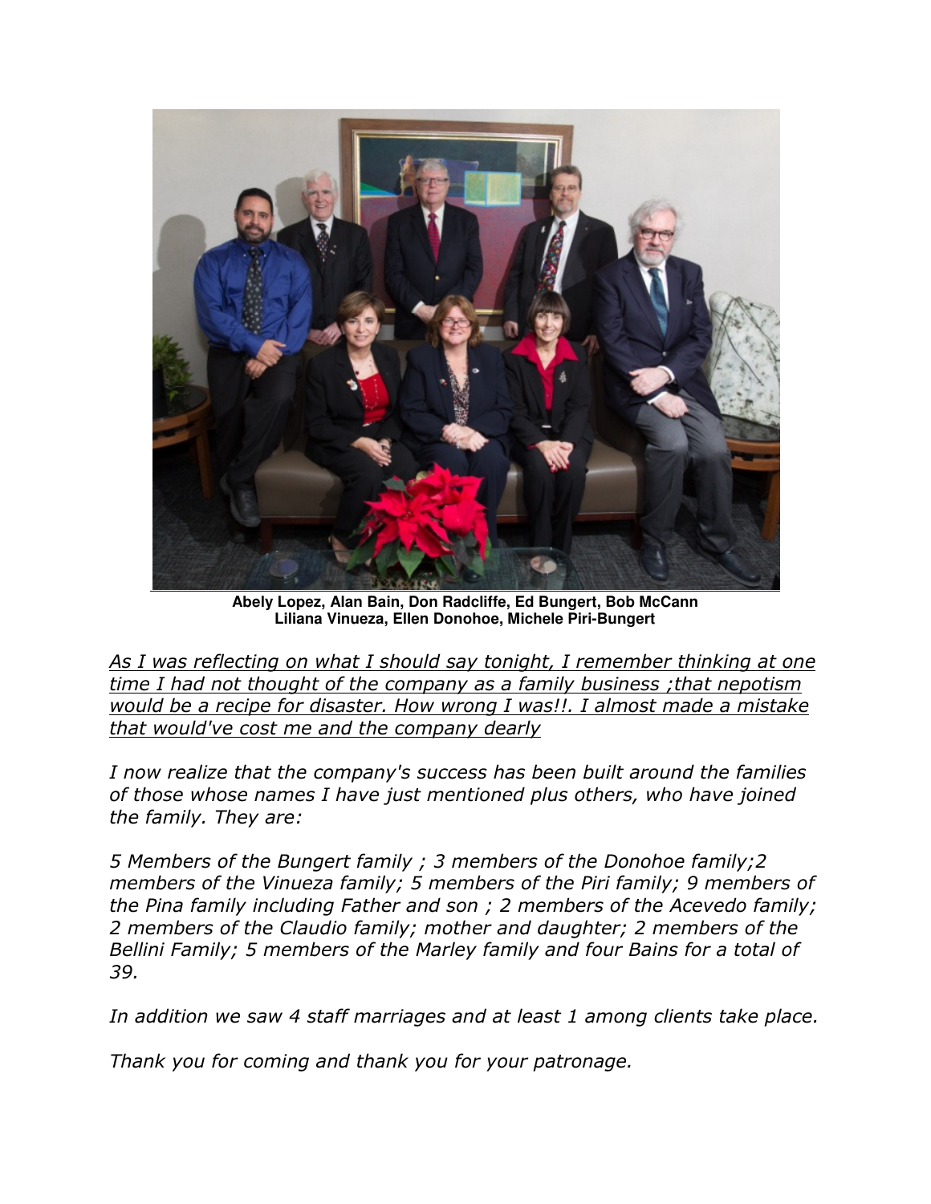**Abely Lopez, Alan Bain, Don Radcliffe, Ed Bungert, Bob McCann**
**Liliana Vinueza, Ellen Donohoe, Michele Piri-Bungert**

*As I was reflecting on what I should say tonight, I remember thinking at one time I had not thought of the company as a family business ;that nepotism would be a recipe for disaster. How wrong I was!!. I almost made a mistake that would've cost me and the company dearly*

*I now realize that the company's success has been built around the families of those whose names I have just mentioned plus others, who have joined the family. They are:*

*5 Members of the Bungert family ; 3 members of the Donohoe family;2 members of the Vinueza family; 5 members of the Piri family; 9 members of the Pina family including Father and son ; 2 members of the Acevedo family; 2 members of the Claudio family; mother and daughter; 2 members of the Bellini Family; 5 members of the Marley family and four Bains for a total of 39.*

*In addition we saw 4 staff marriages and at least 1 among clients take place.*

*Thank you for coming and thank you for your patronage.*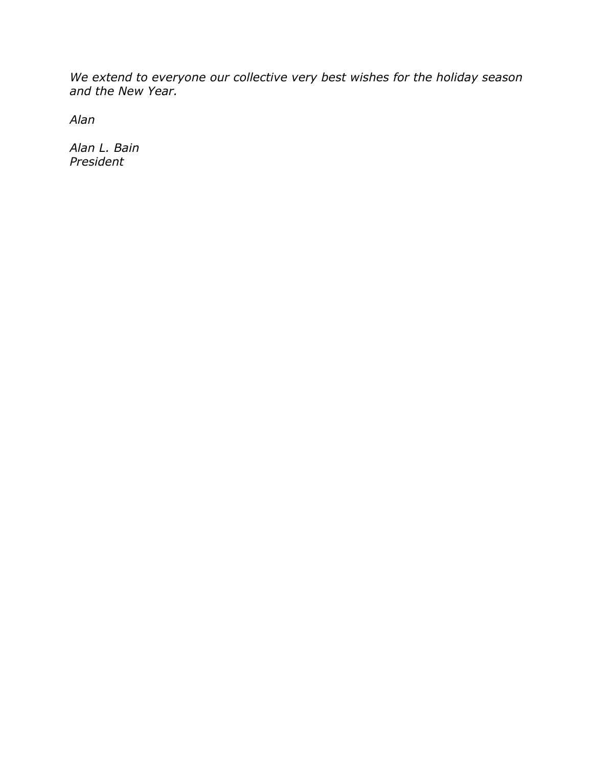*We extend to everyone our collective very best wishes for the holiday season and the New Year.*

*Alan*

*Alan L. Bain*
*President*